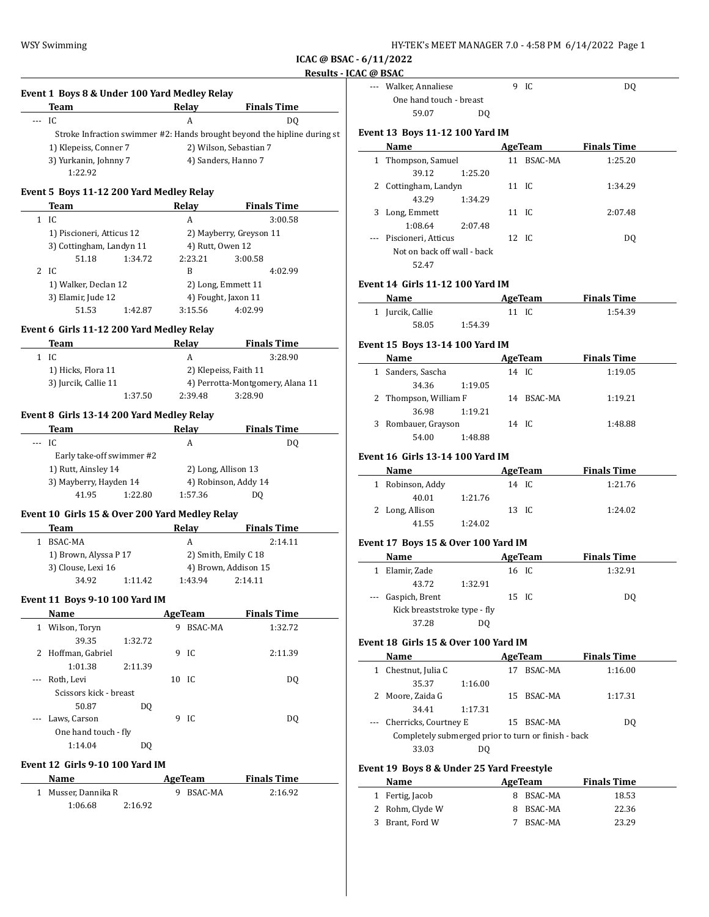ICAC @ BSAC - 6/11/2022

Results - ICAC @ BSAC

### Event 1 Boys 8 & Under 100 Yard Medley Relay

| | Team | Relay | Finals Time |
|---|---|---|---|
| --- | IC | A | DQ |

Stroke Infraction swimmer #2: Hands brought beyond the hipline during st

1) Klepeiss, Conner 7 2) Wilson, Sebastian 7
3) Yurkanin, Johnny 7 4) Sanders, Hanno 7
1:22.92

### Event 5 Boys 11-12 200 Yard Medley Relay

| | Team | Relay | Finals Time |
|---|---|---|---|
| 1 | IC | A | 3:00.58 |

1) Piscioneri, Atticus 12 2) Mayberry, Greyson 11
3) Cottingham, Landyn 11 4) Rutt, Owen 12
51.18 1:34.72 2:23.21 3:00.58

| | Team | Relay | Finals Time |
|---|---|---|---|
| 2 | IC | B | 4:02.99 |

1) Walker, Declan 12 2) Long, Emmett 11
3) Elamir, Jude 12 4) Fought, Jaxon 11
51.53 1:42.87 3:15.56 4:02.99

### Event 6 Girls 11-12 200 Yard Medley Relay

| | Team | Relay | Finals Time |
|---|---|---|---|
| 1 | IC | A | 3:28.90 |

1) Hicks, Flora 11 2) Klepeiss, Faith 11
3) Jurcik, Callie 11 4) Perrotta-Montgomery, Alana 11
1:37.50 2:39.48 3:28.90

### Event 8 Girls 13-14 200 Yard Medley Relay

| | Team | Relay | Finals Time |
|---|---|---|---|
| --- | IC | A | DQ |

Early take-off swimmer #2

1) Rutt, Ainsley 14 2) Long, Allison 13
3) Mayberry, Hayden 14 4) Robinson, Addy 14
41.95 1:22.80 1:57.36 DQ

### Event 10 Girls 15 & Over 200 Yard Medley Relay

| | Team | Relay | Finals Time |
|---|---|---|---|
| 1 | BSAC-MA | A | 2:14.11 |

1) Brown, Alyssa P 17 2) Smith, Emily C 18
3) Clouse, Lexi 16 4) Brown, Addison 15
34.92 1:11.42 1:43.94 2:14.11

### Event 11 Boys 9-10 100 Yard IM

| | Name | Age | Team | Finals Time |
|---|---|---|---|---|
| 1 | Wilson, Toryn | 9 | BSAC-MA | 1:32.72 |
| | 39.35 1:32.72 | | | |
| 2 | Hoffman, Gabriel | 9 | IC | 2:11.39 |
| | 1:01.38 2:11.39 | | | |
| --- | Roth, Levi | 10 | IC | DQ |
| | Scissors kick - breast | | | |
| | 50.87 DQ | | | |
| --- | Laws, Carson | 9 | IC | DQ |
| | One hand touch - fly | | | |
| | 1:14.04 DQ | | | |

### Event 12 Girls 9-10 100 Yard IM

| | Name | Age | Team | Finals Time |
|---|---|---|---|---|
| 1 | Musser, Dannika R | 9 | BSAC-MA | 2:16.92 |
| | 1:06.68 2:16.92 | | | |
| --- | Walker, Annaliese | 9 | IC | DQ |
| | One hand touch - breast | | | |
| | 59.07 DQ | | | |

### Event 13 Boys 11-12 100 Yard IM

| | Name | Age | Team | Finals Time |
|---|---|---|---|---|
| 1 | Thompson, Samuel | 11 | BSAC-MA | 1:25.20 |
| | 39.12 1:25.20 | | | |
| 2 | Cottingham, Landyn | 11 | IC | 1:34.29 |
| | 43.29 1:34.29 | | | |
| 3 | Long, Emmett | 11 | IC | 2:07.48 |
| | 1:08.64 2:07.48 | | | |
| --- | Piscioneri, Atticus | 12 | IC | DQ |
| | Not on back off wall - back | | | |
| | 52.47 | | | |

### Event 14 Girls 11-12 100 Yard IM

| | Name | Age | Team | Finals Time |
|---|---|---|---|---|
| 1 | Jurcik, Callie | 11 | IC | 1:54.39 |
| | 58.05 1:54.39 | | | |

### Event 15 Boys 13-14 100 Yard IM

| | Name | Age | Team | Finals Time |
|---|---|---|---|---|
| 1 | Sanders, Sascha | 14 | IC | 1:19.05 |
| | 34.36 1:19.05 | | | |
| 2 | Thompson, William F | 14 | BSAC-MA | 1:19.21 |
| | 36.98 1:19.21 | | | |
| 3 | Rombauer, Grayson | 14 | IC | 1:48.88 |
| | 54.00 1:48.88 | | | |

### Event 16 Girls 13-14 100 Yard IM

| | Name | Age | Team | Finals Time |
|---|---|---|---|---|
| 1 | Robinson, Addy | 14 | IC | 1:21.76 |
| | 40.01 1:21.76 | | | |
| 2 | Long, Allison | 13 | IC | 1:24.02 |
| | 41.55 1:24.02 | | | |

### Event 17 Boys 15 & Over 100 Yard IM

| | Name | Age | Team | Finals Time |
|---|---|---|---|---|
| 1 | Elamir, Zade | 16 | IC | 1:32.91 |
| | 43.72 1:32.91 | | | |
| --- | Gaspich, Brent | 15 | IC | DQ |
| | Kick breaststroke type - fly | | | |
| | 37.28 DQ | | | |

### Event 18 Girls 15 & Over 100 Yard IM

| | Name | Age | Team | Finals Time |
|---|---|---|---|---|
| 1 | Chestnut, Julia C | 17 | BSAC-MA | 1:16.00 |
| | 35.37 1:16.00 | | | |
| 2 | Moore, Zaida G | 15 | BSAC-MA | 1:17.31 |
| | 34.41 1:17.31 | | | |
| --- | Cherricks, Courtney E | 15 | BSAC-MA | DQ |
| | Completely submerged prior to turn or finish - back | | | |
| | 33.03 DQ | | | |

### Event 19 Boys 8 & Under 25 Yard Freestyle

| | Name | Age | Team | Finals Time |
|---|---|---|---|---|
| 1 | Fertig, Jacob | 8 | BSAC-MA | 18.53 |
| 2 | Rohm, Clyde W | 8 | BSAC-MA | 22.36 |
| 3 | Brant, Ford W | 7 | BSAC-MA | 23.29 |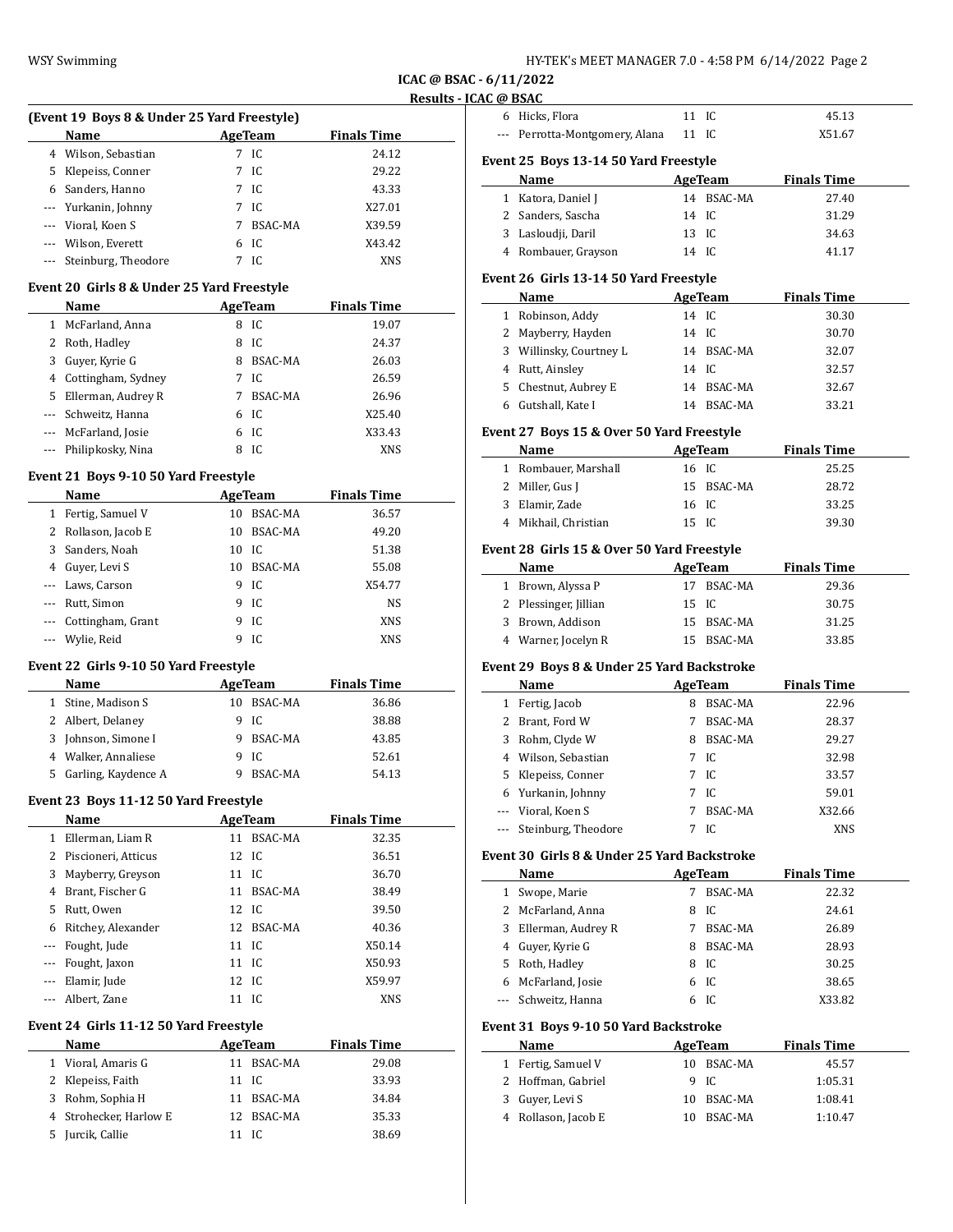**ICAC @ BSAC - 6/11/2022**

**Results - ICAC @ BSAC**

### (Event 19 Boys 8 & Under 25 Yard Freestyle)

| | Name | Age | Team | Finals Time |
|---|---|---|---|---|
| 4 | Wilson, Sebastian | 7 | IC | 24.12 |
| 5 | Klepeiss, Conner | 7 | IC | 29.22 |
| 6 | Sanders, Hanno | 7 | IC | 43.33 |
| --- | Yurkanin, Johnny | 7 | IC | X27.01 |
| --- | Vioral, Koen S | 7 | BSAC-MA | X39.59 |
| --- | Wilson, Everett | 6 | IC | X43.42 |
| --- | Steinburg, Theodore | 7 | IC | XNS |

### Event 20 Girls 8 & Under 25 Yard Freestyle

| | Name | Age | Team | Finals Time |
|---|---|---|---|---|
| 1 | McFarland, Anna | 8 | IC | 19.07 |
| 2 | Roth, Hadley | 8 | IC | 24.37 |
| 3 | Guyer, Kyrie G | 8 | BSAC-MA | 26.03 |
| 4 | Cottingham, Sydney | 7 | IC | 26.59 |
| 5 | Ellerman, Audrey R | 7 | BSAC-MA | 26.96 |
| --- | Schweitz, Hanna | 6 | IC | X25.40 |
| --- | McFarland, Josie | 6 | IC | X33.43 |
| --- | Philipkosky, Nina | 8 | IC | XNS |

### Event 21 Boys 9-10 50 Yard Freestyle

| | Name | Age | Team | Finals Time |
|---|---|---|---|---|
| 1 | Fertig, Samuel V | 10 | BSAC-MA | 36.57 |
| 2 | Rollason, Jacob E | 10 | BSAC-MA | 49.20 |
| 3 | Sanders, Noah | 10 | IC | 51.38 |
| 4 | Guyer, Levi S | 10 | BSAC-MA | 55.08 |
| --- | Laws, Carson | 9 | IC | X54.77 |
| --- | Rutt, Simon | 9 | IC | NS |
| --- | Cottingham, Grant | 9 | IC | XNS |
| --- | Wylie, Reid | 9 | IC | XNS |

### Event 22 Girls 9-10 50 Yard Freestyle

| | Name | Age | Team | Finals Time |
|---|---|---|---|---|
| 1 | Stine, Madison S | 10 | BSAC-MA | 36.86 |
| 2 | Albert, Delaney | 9 | IC | 38.88 |
| 3 | Johnson, Simone I | 9 | BSAC-MA | 43.85 |
| 4 | Walker, Annaliese | 9 | IC | 52.61 |
| 5 | Garling, Kaydence A | 9 | BSAC-MA | 54.13 |

### Event 23 Boys 11-12 50 Yard Freestyle

| | Name | Age | Team | Finals Time |
|---|---|---|---|---|
| 1 | Ellerman, Liam R | 11 | BSAC-MA | 32.35 |
| 2 | Piscioneri, Atticus | 12 | IC | 36.51 |
| 3 | Mayberry, Greyson | 11 | IC | 36.70 |
| 4 | Brant, Fischer G | 11 | BSAC-MA | 38.49 |
| 5 | Rutt, Owen | 12 | IC | 39.50 |
| 6 | Ritchey, Alexander | 12 | BSAC-MA | 40.36 |
| --- | Fought, Jude | 11 | IC | X50.14 |
| --- | Fought, Jaxon | 11 | IC | X50.93 |
| --- | Elamir, Jude | 12 | IC | X59.97 |
| --- | Albert, Zane | 11 | IC | XNS |

### Event 24 Girls 11-12 50 Yard Freestyle

| | Name | Age | Team | Finals Time |
|---|---|---|---|---|
| 1 | Vioral, Amaris G | 11 | BSAC-MA | 29.08 |
| 2 | Klepeiss, Faith | 11 | IC | 33.93 |
| 3 | Rohm, Sophia H | 11 | BSAC-MA | 34.84 |
| 4 | Strohecker, Harlow E | 12 | BSAC-MA | 35.33 |
| 5 | Jurcik, Callie | 11 | IC | 38.69 |
| 6 | Hicks, Flora | 11 | IC | 45.13 |
| --- | Perrotta-Montgomery, Alana | 11 | IC | X51.67 |

### Event 25 Boys 13-14 50 Yard Freestyle

| | Name | Age | Team | Finals Time |
|---|---|---|---|---|
| 1 | Katora, Daniel J | 14 | BSAC-MA | 27.40 |
| 2 | Sanders, Sascha | 14 | IC | 31.29 |
| 3 | Lasloudji, Daril | 13 | IC | 34.63 |
| 4 | Rombauer, Grayson | 14 | IC | 41.17 |

### Event 26 Girls 13-14 50 Yard Freestyle

| | Name | Age | Team | Finals Time |
|---|---|---|---|---|
| 1 | Robinson, Addy | 14 | IC | 30.30 |
| 2 | Mayberry, Hayden | 14 | IC | 30.70 |
| 3 | Willinsky, Courtney L | 14 | BSAC-MA | 32.07 |
| 4 | Rutt, Ainsley | 14 | IC | 32.57 |
| 5 | Chestnut, Aubrey E | 14 | BSAC-MA | 32.67 |
| 6 | Gutshall, Kate I | 14 | BSAC-MA | 33.21 |

### Event 27 Boys 15 & Over 50 Yard Freestyle

| | Name | Age | Team | Finals Time |
|---|---|---|---|---|
| 1 | Rombauer, Marshall | 16 | IC | 25.25 |
| 2 | Miller, Gus J | 15 | BSAC-MA | 28.72 |
| 3 | Elamir, Zade | 16 | IC | 33.25 |
| 4 | Mikhail, Christian | 15 | IC | 39.30 |

### Event 28 Girls 15 & Over 50 Yard Freestyle

| | Name | Age | Team | Finals Time |
|---|---|---|---|---|
| 1 | Brown, Alyssa P | 17 | BSAC-MA | 29.36 |
| 2 | Plessinger, Jillian | 15 | IC | 30.75 |
| 3 | Brown, Addison | 15 | BSAC-MA | 31.25 |
| 4 | Warner, Jocelyn R | 15 | BSAC-MA | 33.85 |

### Event 29 Boys 8 & Under 25 Yard Backstroke

| | Name | Age | Team | Finals Time |
|---|---|---|---|---|
| 1 | Fertig, Jacob | 8 | BSAC-MA | 22.96 |
| 2 | Brant, Ford W | 7 | BSAC-MA | 28.37 |
| 3 | Rohm, Clyde W | 8 | BSAC-MA | 29.27 |
| 4 | Wilson, Sebastian | 7 | IC | 32.98 |
| 5 | Klepeiss, Conner | 7 | IC | 33.57 |
| 6 | Yurkanin, Johnny | 7 | IC | 59.01 |
| --- | Vioral, Koen S | 7 | BSAC-MA | X32.66 |
| --- | Steinburg, Theodore | 7 | IC | XNS |

### Event 30 Girls 8 & Under 25 Yard Backstroke

| | Name | Age | Team | Finals Time |
|---|---|---|---|---|
| 1 | Swope, Marie | 7 | BSAC-MA | 22.32 |
| 2 | McFarland, Anna | 8 | IC | 24.61 |
| 3 | Ellerman, Audrey R | 7 | BSAC-MA | 26.89 |
| 4 | Guyer, Kyrie G | 8 | BSAC-MA | 28.93 |
| 5 | Roth, Hadley | 8 | IC | 30.25 |
| 6 | McFarland, Josie | 6 | IC | 38.65 |
| --- | Schweitz, Hanna | 6 | IC | X33.82 |

### Event 31 Boys 9-10 50 Yard Backstroke

| | Name | Age | Team | Finals Time |
|---|---|---|---|---|
| 1 | Fertig, Samuel V | 10 | BSAC-MA | 45.57 |
| 2 | Hoffman, Gabriel | 9 | IC | 1:05.31 |
| 3 | Guyer, Levi S | 10 | BSAC-MA | 1:08.41 |
| 4 | Rollason, Jacob E | 10 | BSAC-MA | 1:10.47 |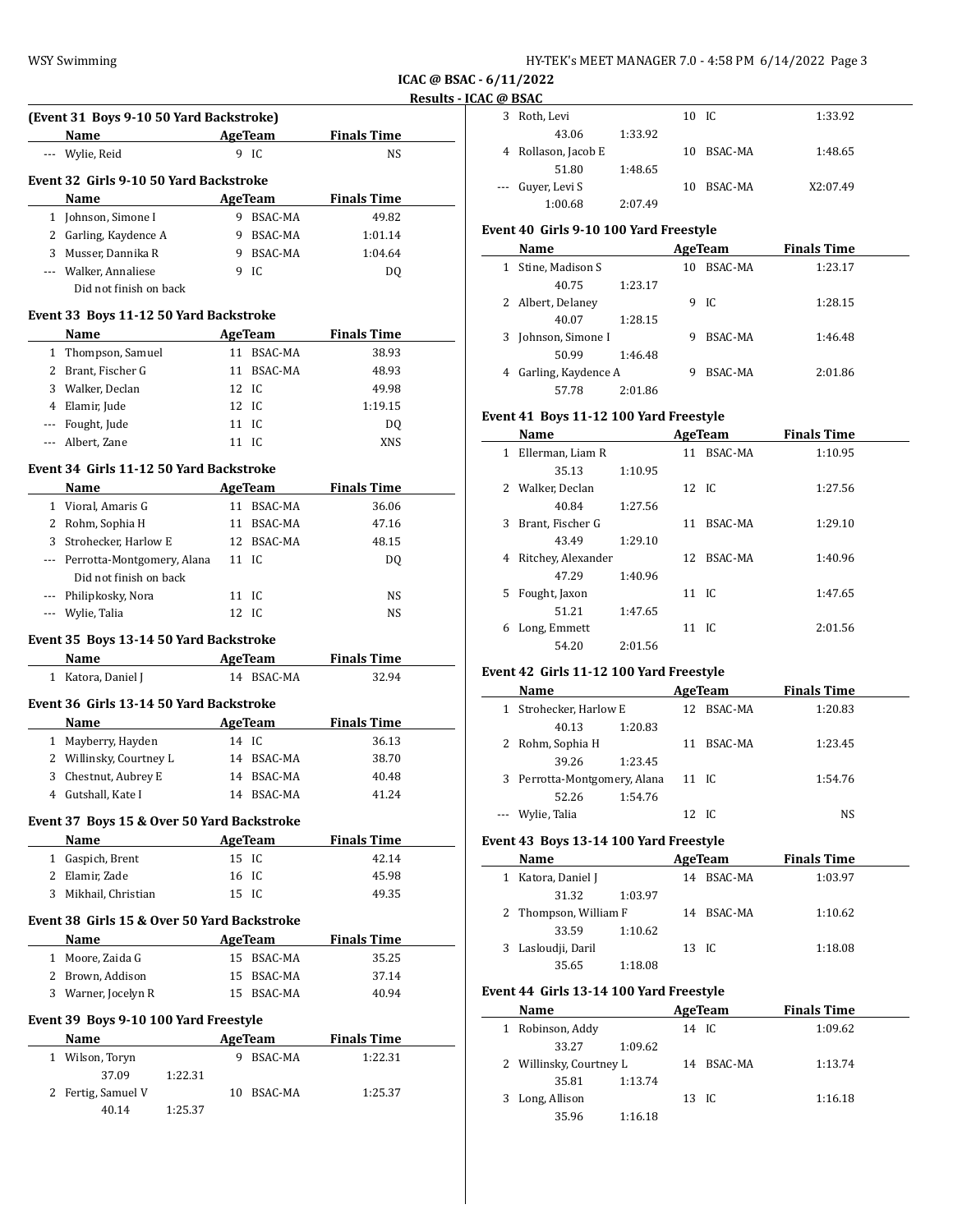# ICAC @ BSAC - 6/11/2022

## Results - ICAC @ BSAC

### (Event 31 Boys 9-10 50 Yard Backstroke)

| | Name | Age | Team | Finals Time |
|---|---|---|---|---|
| --- | Wylie, Reid | 9 | IC | NS |

### Event 32 Girls 9-10 50 Yard Backstroke

| | Name | Age | Team | Finals Time |
|---|---|---|---|---|
| 1 | Johnson, Simone I | 9 | BSAC-MA | 49.82 |
| 2 | Garling, Kaydence A | 9 | BSAC-MA | 1:01.14 |
| 3 | Musser, Dannika R | 9 | BSAC-MA | 1:04.64 |
| --- | Walker, Annaliese | 9 | IC | DQ |
| | Did not finish on back | | | |

### Event 33 Boys 11-12 50 Yard Backstroke

| | Name | Age | Team | Finals Time |
|---|---|---|---|---|
| 1 | Thompson, Samuel | 11 | BSAC-MA | 38.93 |
| 2 | Brant, Fischer G | 11 | BSAC-MA | 48.93 |
| 3 | Walker, Declan | 12 | IC | 49.98 |
| 4 | Elamir, Jude | 12 | IC | 1:19.15 |
| --- | Fought, Jude | 11 | IC | DQ |
| --- | Albert, Zane | 11 | IC | XNS |

### Event 34 Girls 11-12 50 Yard Backstroke

| | Name | Age | Team | Finals Time |
|---|---|---|---|---|
| 1 | Vioral, Amaris G | 11 | BSAC-MA | 36.06 |
| 2 | Rohm, Sophia H | 11 | BSAC-MA | 47.16 |
| 3 | Strohecker, Harlow E | 12 | BSAC-MA | 48.15 |
| --- | Perrotta-Montgomery, Alana | 11 | IC | DQ |
| | Did not finish on back | | | |
| --- | Philipkosky, Nora | 11 | IC | NS |
| --- | Wylie, Talia | 12 | IC | NS |

### Event 35 Boys 13-14 50 Yard Backstroke

| | Name | Age | Team | Finals Time |
|---|---|---|---|---|
| 1 | Katora, Daniel J | 14 | BSAC-MA | 32.94 |

### Event 36 Girls 13-14 50 Yard Backstroke

| | Name | Age | Team | Finals Time |
|---|---|---|---|---|
| 1 | Mayberry, Hayden | 14 | IC | 36.13 |
| 2 | Willinsky, Courtney L | 14 | BSAC-MA | 38.70 |
| 3 | Chestnut, Aubrey E | 14 | BSAC-MA | 40.48 |
| 4 | Gutshall, Kate I | 14 | BSAC-MA | 41.24 |

### Event 37 Boys 15 & Over 50 Yard Backstroke

| | Name | Age | Team | Finals Time |
|---|---|---|---|---|
| 1 | Gaspich, Brent | 15 | IC | 42.14 |
| 2 | Elamir, Zade | 16 | IC | 45.98 |
| 3 | Mikhail, Christian | 15 | IC | 49.35 |

### Event 38 Girls 15 & Over 50 Yard Backstroke

| | Name | Age | Team | Finals Time |
|---|---|---|---|---|
| 1 | Moore, Zaida G | 15 | BSAC-MA | 35.25 |
| 2 | Brown, Addison | 15 | BSAC-MA | 37.14 |
| 3 | Warner, Jocelyn R | 15 | BSAC-MA | 40.94 |

### Event 39 Boys 9-10 100 Yard Freestyle

| | Name | Age | Team | Finals Time |
|---|---|---|---|---|
| 1 | Wilson, Toryn | 9 | BSAC-MA | 1:22.31 |
| | 37.09 1:22.31 | | | |
| 2 | Fertig, Samuel V | 10 | BSAC-MA | 1:25.37 |
| | 40.14 1:25.37 | | | |
| 3 | Roth, Levi | 10 | IC | 1:33.92 |
| | 43.06 1:33.92 | | | |
| 4 | Rollason, Jacob E | 10 | BSAC-MA | 1:48.65 |
| | 51.80 1:48.65 | | | |
| --- | Guyer, Levi S | 10 | BSAC-MA | X2:07.49 |
| | 1:00.68 2:07.49 | | | |

### Event 40 Girls 9-10 100 Yard Freestyle

| | Name | Age | Team | Finals Time |
|---|---|---|---|---|
| 1 | Stine, Madison S | 10 | BSAC-MA | 1:23.17 |
| | 40.75 1:23.17 | | | |
| 2 | Albert, Delaney | 9 | IC | 1:28.15 |
| | 40.07 1:28.15 | | | |
| 3 | Johnson, Simone I | 9 | BSAC-MA | 1:46.48 |
| | 50.99 1:46.48 | | | |
| 4 | Garling, Kaydence A | 9 | BSAC-MA | 2:01.86 |
| | 57.78 2:01.86 | | | |

### Event 41 Boys 11-12 100 Yard Freestyle

| | Name | Age | Team | Finals Time |
|---|---|---|---|---|
| 1 | Ellerman, Liam R | 11 | BSAC-MA | 1:10.95 |
| | 35.13 1:10.95 | | | |
| 2 | Walker, Declan | 12 | IC | 1:27.56 |
| | 40.84 1:27.56 | | | |
| 3 | Brant, Fischer G | 11 | BSAC-MA | 1:29.10 |
| | 43.49 1:29.10 | | | |
| 4 | Ritchey, Alexander | 12 | BSAC-MA | 1:40.96 |
| | 47.29 1:40.96 | | | |
| 5 | Fought, Jaxon | 11 | IC | 1:47.65 |
| | 51.21 1:47.65 | | | |
| 6 | Long, Emmett | 11 | IC | 2:01.56 |
| | 54.20 2:01.56 | | | |

### Event 42 Girls 11-12 100 Yard Freestyle

| | Name | Age | Team | Finals Time |
|---|---|---|---|---|
| 1 | Strohecker, Harlow E | 12 | BSAC-MA | 1:20.83 |
| | 40.13 1:20.83 | | | |
| 2 | Rohm, Sophia H | 11 | BSAC-MA | 1:23.45 |
| | 39.26 1:23.45 | | | |
| 3 | Perrotta-Montgomery, Alana | 11 | IC | 1:54.76 |
| | 52.26 1:54.76 | | | |
| --- | Wylie, Talia | 12 | IC | NS |

### Event 43 Boys 13-14 100 Yard Freestyle

| | Name | Age | Team | Finals Time |
|---|---|---|---|---|
| 1 | Katora, Daniel J | 14 | BSAC-MA | 1:03.97 |
| | 31.32 1:03.97 | | | |
| 2 | Thompson, William F | 14 | BSAC-MA | 1:10.62 |
| | 33.59 1:10.62 | | | |
| 3 | Lasloudji, Daril | 13 | IC | 1:18.08 |
| | 35.65 1:18.08 | | | |

### Event 44 Girls 13-14 100 Yard Freestyle

| | Name | Age | Team | Finals Time |
|---|---|---|---|---|
| 1 | Robinson, Addy | 14 | IC | 1:09.62 |
| | 33.27 1:09.62 | | | |
| 2 | Willinsky, Courtney L | 14 | BSAC-MA | 1:13.74 |
| | 35.81 1:13.74 | | | |
| 3 | Long, Allison | 13 | IC | 1:16.18 |
| | 35.96 1:16.18 | | | |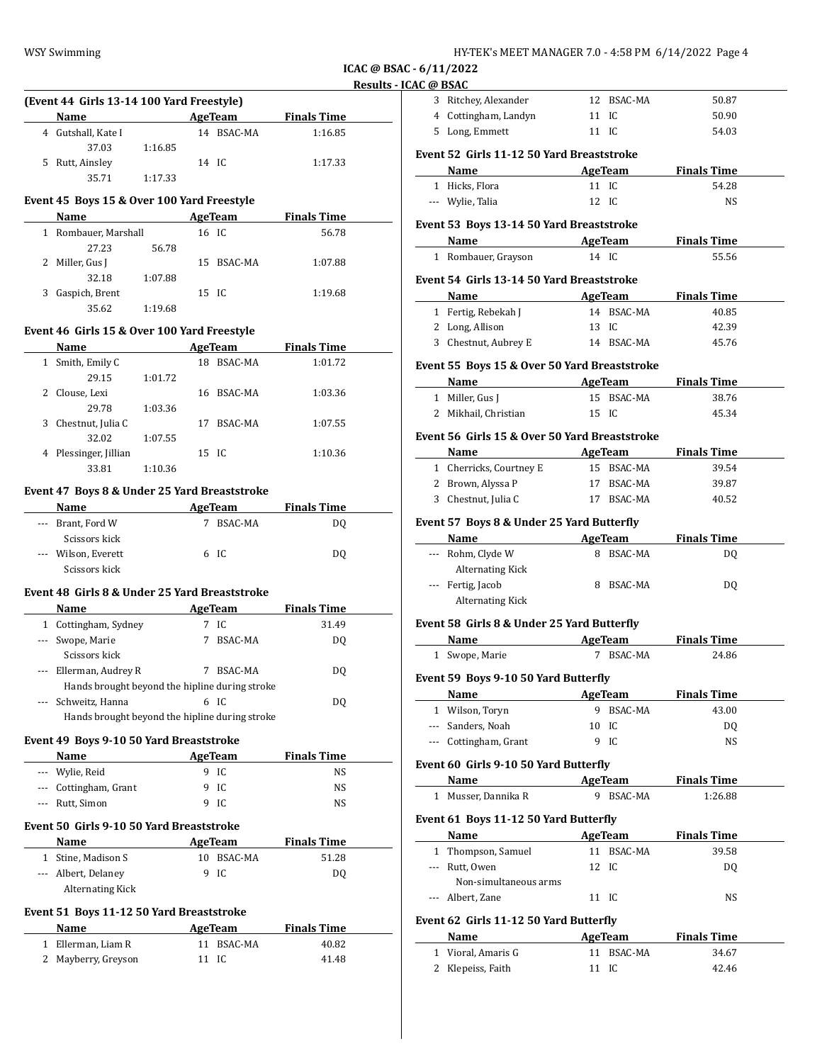## ICAC @ BSAC - 6/11/2022

### Results - ICAC @ BSAC

#### (Event 44 Girls 13-14 100 Yard Freestyle)

| | Name | Age | Team | Finals Time |
|---|---|---|---|---|
| 4 | Gutshall, Kate I | 14 | BSAC-MA | 1:16.85 |
| | 37.03 | 1:16.85 | | |
| 5 | Rutt, Ainsley | 14 | IC | 1:17.33 |
| | 35.71 | 1:17.33 | | |

#### Event 45 Boys 15 & Over 100 Yard Freestyle

| | Name | Age | Team | Finals Time |
|---|---|---|---|---|
| 1 | Rombauer, Marshall | 16 | IC | 56.78 |
| | 27.23 | 56.78 | | |
| 2 | Miller, Gus J | 15 | BSAC-MA | 1:07.88 |
| | 32.18 | 1:07.88 | | |
| 3 | Gaspich, Brent | 15 | IC | 1:19.68 |
| | 35.62 | 1:19.68 | | |

#### Event 46 Girls 15 & Over 100 Yard Freestyle

| | Name | Age | Team | Finals Time |
|---|---|---|---|---|
| 1 | Smith, Emily C | 18 | BSAC-MA | 1:01.72 |
| | 29.15 | 1:01.72 | | |
| 2 | Clouse, Lexi | 16 | BSAC-MA | 1:03.36 |
| | 29.78 | 1:03.36 | | |
| 3 | Chestnut, Julia C | 17 | BSAC-MA | 1:07.55 |
| | 32.02 | 1:07.55 | | |
| 4 | Plessinger, Jillian | 15 | IC | 1:10.36 |
| | 33.81 | 1:10.36 | | |

#### Event 47 Boys 8 & Under 25 Yard Breaststroke

| | Name | Age | Team | Finals Time |
|---|---|---|---|---|
| --- | Brant, Ford W | 7 | BSAC-MA | DQ |
| | Scissors kick | | | |
| --- | Wilson, Everett | 6 | IC | DQ |
| | Scissors kick | | | |

#### Event 48 Girls 8 & Under 25 Yard Breaststroke

| | Name | Age | Team | Finals Time |
|---|---|---|---|---|
| 1 | Cottingham, Sydney | 7 | IC | 31.49 |
| --- | Swope, Marie | 7 | BSAC-MA | DQ |
| | Scissors kick | | | |
| --- | Ellerman, Audrey R | 7 | BSAC-MA | DQ |
| | Hands brought beyond the hipline during stroke | | | |
| --- | Schweitz, Hanna | 6 | IC | DQ |
| | Hands brought beyond the hipline during stroke | | | |

#### Event 49 Boys 9-10 50 Yard Breaststroke

| | Name | Age | Team | Finals Time |
|---|---|---|---|---|
| --- | Wylie, Reid | 9 | IC | NS |
| --- | Cottingham, Grant | 9 | IC | NS |
| --- | Rutt, Simon | 9 | IC | NS |

#### Event 50 Girls 9-10 50 Yard Breaststroke

| | Name | Age | Team | Finals Time |
|---|---|---|---|---|
| 1 | Stine, Madison S | 10 | BSAC-MA | 51.28 |
| --- | Albert, Delaney | 9 | IC | DQ |
| | Alternating Kick | | | |

#### Event 51 Boys 11-12 50 Yard Breaststroke

| | Name | Age | Team | Finals Time |
|---|---|---|---|---|
| 1 | Ellerman, Liam R | 11 | BSAC-MA | 40.82 |
| 2 | Mayberry, Greyson | 11 | IC | 41.48 |
| 3 | Ritchey, Alexander | 12 | BSAC-MA | 50.87 |
| 4 | Cottingham, Landyn | 11 | IC | 50.90 |
| 5 | Long, Emmett | 11 | IC | 54.03 |

#### Event 52 Girls 11-12 50 Yard Breaststroke

| | Name | Age | Team | Finals Time |
|---|---|---|---|---|
| 1 | Hicks, Flora | 11 | IC | 54.28 |
| --- | Wylie, Talia | 12 | IC | NS |

#### Event 53 Boys 13-14 50 Yard Breaststroke

| | Name | Age | Team | Finals Time |
|---|---|---|---|---|
| 1 | Rombauer, Grayson | 14 | IC | 55.56 |

#### Event 54 Girls 13-14 50 Yard Breaststroke

| | Name | Age | Team | Finals Time |
|---|---|---|---|---|
| 1 | Fertig, Rebekah J | 14 | BSAC-MA | 40.85 |
| 2 | Long, Allison | 13 | IC | 42.39 |
| 3 | Chestnut, Aubrey E | 14 | BSAC-MA | 45.76 |

#### Event 55 Boys 15 & Over 50 Yard Breaststroke

| | Name | Age | Team | Finals Time |
|---|---|---|---|---|
| 1 | Miller, Gus J | 15 | BSAC-MA | 38.76 |
| 2 | Mikhail, Christian | 15 | IC | 45.34 |

#### Event 56 Girls 15 & Over 50 Yard Breaststroke

| | Name | Age | Team | Finals Time |
|---|---|---|---|---|
| 1 | Cherricks, Courtney E | 15 | BSAC-MA | 39.54 |
| 2 | Brown, Alyssa P | 17 | BSAC-MA | 39.87 |
| 3 | Chestnut, Julia C | 17 | BSAC-MA | 40.52 |

#### Event 57 Boys 8 & Under 25 Yard Butterfly

| | Name | Age | Team | Finals Time |
|---|---|---|---|---|
| --- | Rohm, Clyde W | 8 | BSAC-MA | DQ |
| | Alternating Kick | | | |
| --- | Fertig, Jacob | 8 | BSAC-MA | DQ |
| | Alternating Kick | | | |

#### Event 58 Girls 8 & Under 25 Yard Butterfly

| | Name | Age | Team | Finals Time |
|---|---|---|---|---|
| 1 | Swope, Marie | 7 | BSAC-MA | 24.86 |

#### Event 59 Boys 9-10 50 Yard Butterfly

| | Name | Age | Team | Finals Time |
|---|---|---|---|---|
| 1 | Wilson, Toryn | 9 | BSAC-MA | 43.00 |
| --- | Sanders, Noah | 10 | IC | DQ |
| --- | Cottingham, Grant | 9 | IC | NS |

#### Event 60 Girls 9-10 50 Yard Butterfly

| | Name | Age | Team | Finals Time |
|---|---|---|---|---|
| 1 | Musser, Dannika R | 9 | BSAC-MA | 1:26.88 |

#### Event 61 Boys 11-12 50 Yard Butterfly

| | Name | Age | Team | Finals Time |
|---|---|---|---|---|
| 1 | Thompson, Samuel | 11 | BSAC-MA | 39.58 |
| --- | Rutt, Owen | 12 | IC | DQ |
| | Non-simultaneous arms | | | |
| --- | Albert, Zane | 11 | IC | NS |

#### Event 62 Girls 11-12 50 Yard Butterfly

| | Name | Age | Team | Finals Time |
|---|---|---|---|---|
| 1 | Vioral, Amaris G | 11 | BSAC-MA | 34.67 |
| 2 | Klepeiss, Faith | 11 | IC | 42.46 |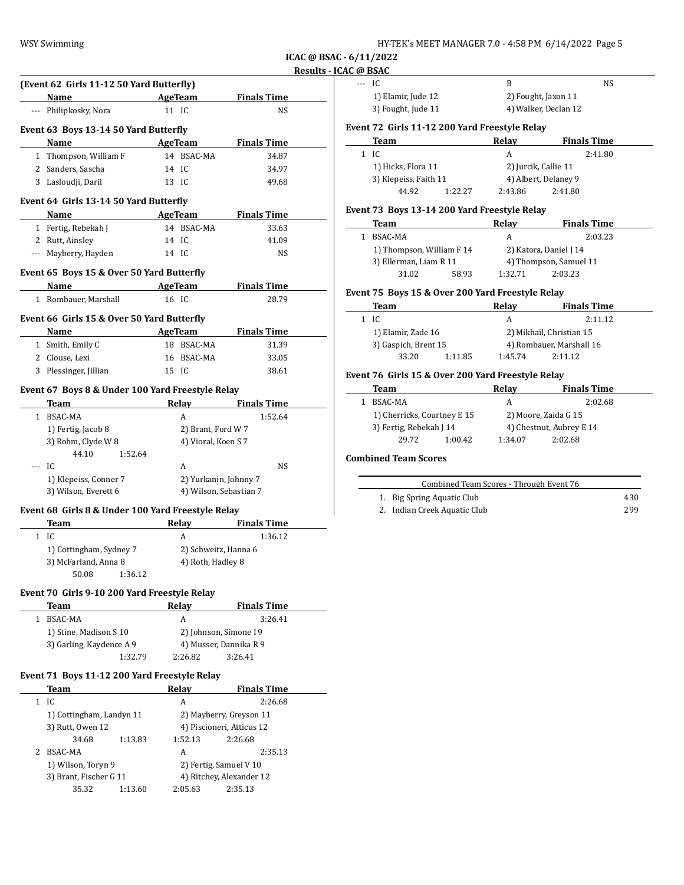ICAC @ BSAC - 6/11/2022

Results - ICAC @ BSAC

**(Event 62 Girls 11-12 50 Yard Butterfly)**

| | Name | Age | Team | Finals Time |
|---|---|---|---|---|
| --- | Philipkosky, Nora | 11 | IC | NS |

**Event 63 Boys 13-14 50 Yard Butterfly**

| | Name | Age | Team | Finals Time |
|---|---|---|---|---|
| 1 | Thompson, William F | 14 | BSAC-MA | 34.87 |
| 2 | Sanders, Sascha | 14 | IC | 34.97 |
| 3 | Lasloudji, Daril | 13 | IC | 49.68 |

**Event 64 Girls 13-14 50 Yard Butterfly**

| | Name | Age | Team | Finals Time |
|---|---|---|---|---|
| 1 | Fertig, Rebekah J | 14 | BSAC-MA | 33.63 |
| 2 | Rutt, Ainsley | 14 | IC | 41.09 |
| --- | Mayberry, Hayden | 14 | IC | NS |

**Event 65 Boys 15 & Over 50 Yard Butterfly**

| | Name | Age | Team | Finals Time |
|---|---|---|---|---|
| 1 | Rombauer, Marshall | 16 | IC | 28.79 |

**Event 66 Girls 15 & Over 50 Yard Butterfly**

| | Name | Age | Team | Finals Time |
|---|---|---|---|---|
| 1 | Smith, Emily C | 18 | BSAC-MA | 31.39 |
| 2 | Clouse, Lexi | 16 | BSAC-MA | 33.05 |
| 3 | Plessinger, Jillian | 15 | IC | 38.61 |

**Event 67 Boys 8 & Under 100 Yard Freestyle Relay**

| | Team | Relay | Finals Time |
|---|---|---|---|
| 1 | BSAC-MA | A | 1:52.64 |

1) Fertig, Jacob 8 — 2) Brant, Ford W 7
3) Rohm, Clyde W 8 — 4) Vioral, Koen S 7
44.10 1:52.64

| | Team | Relay | Finals Time |
|---|---|---|---|
| --- | IC | A | NS |

1) Klepeiss, Conner 7 — 2) Yurkanin, Johnny 7
3) Wilson, Everett 6 — 4) Wilson, Sebastian 7

**Event 68 Girls 8 & Under 100 Yard Freestyle Relay**

| | Team | Relay | Finals Time |
|---|---|---|---|
| 1 | IC | A | 1:36.12 |

1) Cottingham, Sydney 7 — 2) Schweitz, Hanna 6
3) McFarland, Anna 8 — 4) Roth, Hadley 8
50.08 1:36.12

**Event 70 Girls 9-10 200 Yard Freestyle Relay**

| | Team | Relay | Finals Time |
|---|---|---|---|
| 1 | BSAC-MA | A | 3:26.41 |

1) Stine, Madison S 10 — 2) Johnson, Simone I 9
3) Garling, Kaydence A 9 — 4) Musser, Dannika R 9
1:32.79 2:26.82 3:26.41

**Event 71 Boys 11-12 200 Yard Freestyle Relay**

| | Team | Relay | Finals Time |
|---|---|---|---|
| 1 | IC | A | 2:26.68 |

1) Cottingham, Landyn 11 — 2) Mayberry, Greyson 11
3) Rutt, Owen 12 — 4) Piscioneri, Atticus 12
34.68 1:13.83 1:52.13 2:26.68

| | Team | Relay | Finals Time |
|---|---|---|---|
| 2 | BSAC-MA | A | 2:35.13 |

1) Wilson, Toryn 9 — 2) Fertig, Samuel V 10
3) Brant, Fischer G 11 — 4) Ritchey, Alexander 12
35.32 1:13.60 2:05.63 2:35.13

| | Team | Relay | Finals Time |
|---|---|---|---|
| --- | IC | B | NS |

1) Elamir, Jude 12 — 2) Fought, Jaxon 11
3) Fought, Jude 11 — 4) Walker, Declan 12

**Event 72 Girls 11-12 200 Yard Freestyle Relay**

| | Team | Relay | Finals Time |
|---|---|---|---|
| 1 | IC | A | 2:41.80 |

1) Hicks, Flora 11 — 2) Jurcik, Callie 11
3) Klepeiss, Faith 11 — 4) Albert, Delaney 9
44.92 1:22.27 2:43.86 2:41.80

**Event 73 Boys 13-14 200 Yard Freestyle Relay**

| | Team | Relay | Finals Time |
|---|---|---|---|
| 1 | BSAC-MA | A | 2:03.23 |

1) Thompson, William F 14 — 2) Katora, Daniel J 14
3) Ellerman, Liam R 11 — 4) Thompson, Samuel 11
31.02 58.93 1:32.71 2:03.23

**Event 75 Boys 15 & Over 200 Yard Freestyle Relay**

| | Team | Relay | Finals Time |
|---|---|---|---|
| 1 | IC | A | 2:11.12 |

1) Elamir, Zade 16 — 2) Mikhail, Christian 15
3) Gaspich, Brent 15 — 4) Rombauer, Marshall 16
33.20 1:11.85 1:45.74 2:11.12

**Event 76 Girls 15 & Over 200 Yard Freestyle Relay**

| | Team | Relay | Finals Time |
|---|---|---|---|
| 1 | BSAC-MA | A | 2:02.68 |

1) Cherricks, Courtney E 15 — 2) Moore, Zaida G 15
3) Fertig, Rebekah J 14 — 4) Chestnut, Aubrey E 14
29.72 1:00.42 1:34.07 2:02.68

**Combined Team Scores**

| Combined Team Scores - Through Event 76 | |
|---|---|
| 1. Big Spring Aquatic Club | 430 |
| 2. Indian Creek Aquatic Club | 299 |